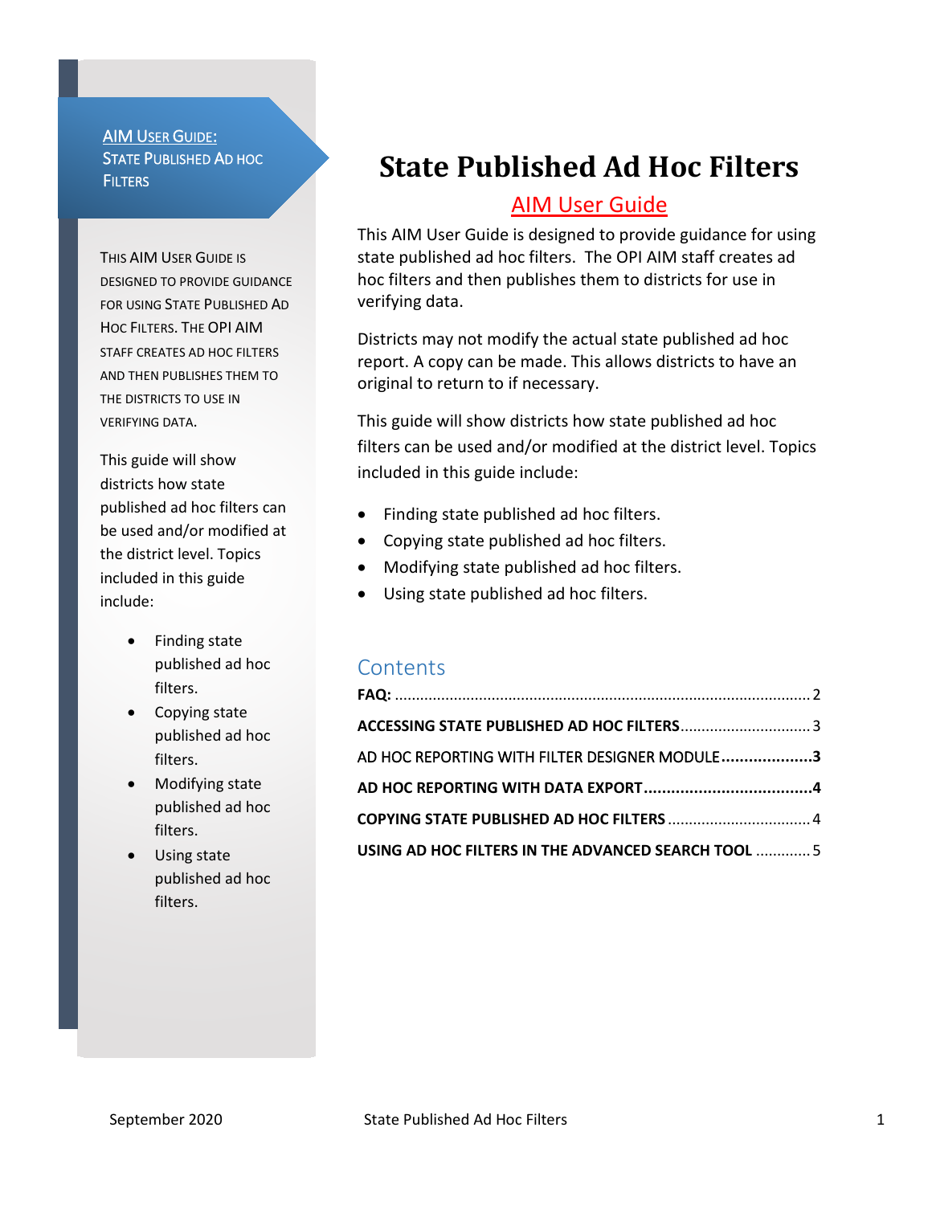AIM USER GUIDE:
STATE PUBLISHED AD HOC FILTERS

THIS AIM USER GUIDE IS DESIGNED TO PROVIDE GUIDANCE FOR USING STATE PUBLISHED AD HOC FILTERS. THE OPI AIM STAFF CREATES AD HOC FILTERS AND THEN PUBLISHES THEM TO THE DISTRICTS TO USE IN VERIFYING DATA.

This guide will show districts how state published ad hoc filters can be used and/or modified at the district level. Topics included in this guide include:

- Finding state published ad hoc filters.
- Copying state published ad hoc filters.
- Modifying state published ad hoc filters.
- Using state published ad hoc filters.

# State Published Ad Hoc Filters

## AIM User Guide

This AIM User Guide is designed to provide guidance for using state published ad hoc filters. The OPI AIM staff creates ad hoc filters and then publishes them to districts for use in verifying data.

Districts may not modify the actual state published ad hoc report. A copy can be made. This allows districts to have an original to return to if necessary.

This guide will show districts how state published ad hoc filters can be used and/or modified at the district level. Topics included in this guide include:

- Finding state published ad hoc filters.
- Copying state published ad hoc filters.
- Modifying state published ad hoc filters.
- Using state published ad hoc filters.

## Contents

**FAQ:** .................................................................................................... 2
**ACCESSING STATE PUBLISHED AD HOC FILTERS** ............................... 3
AD HOC REPORTING WITH FILTER DESIGNER MODULE **....................3**
**AD HOC REPORTING WITH DATA EXPORT ....................................4**
**COPYING STATE PUBLISHED AD HOC FILTERS** ................................. 4
**USING AD HOC FILTERS IN THE ADVANCED SEARCH TOOL** ............. 5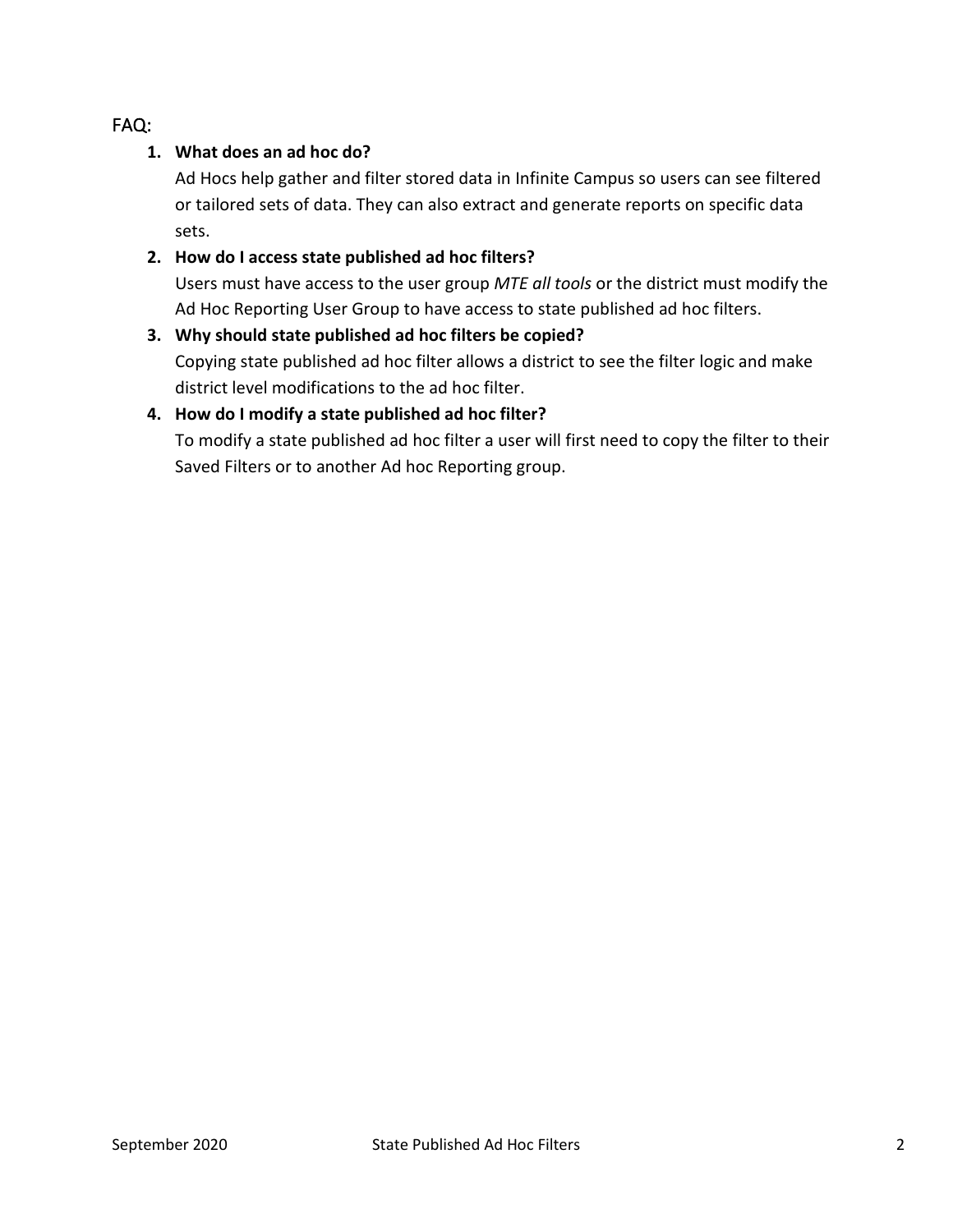## FAQ:

1. **What does an ad hoc do?**

   Ad Hocs help gather and filter stored data in Infinite Campus so users can see filtered or tailored sets of data. They can also extract and generate reports on specific data sets.

2. **How do I access state published ad hoc filters?**

   Users must have access to the user group *MTE all tools* or the district must modify the Ad Hoc Reporting User Group to have access to state published ad hoc filters.

3. **Why should state published ad hoc filters be copied?**

   Copying state published ad hoc filter allows a district to see the filter logic and make district level modifications to the ad hoc filter.

4. **How do I modify a state published ad hoc filter?**

   To modify a state published ad hoc filter a user will first need to copy the filter to their Saved Filters or to another Ad hoc Reporting group.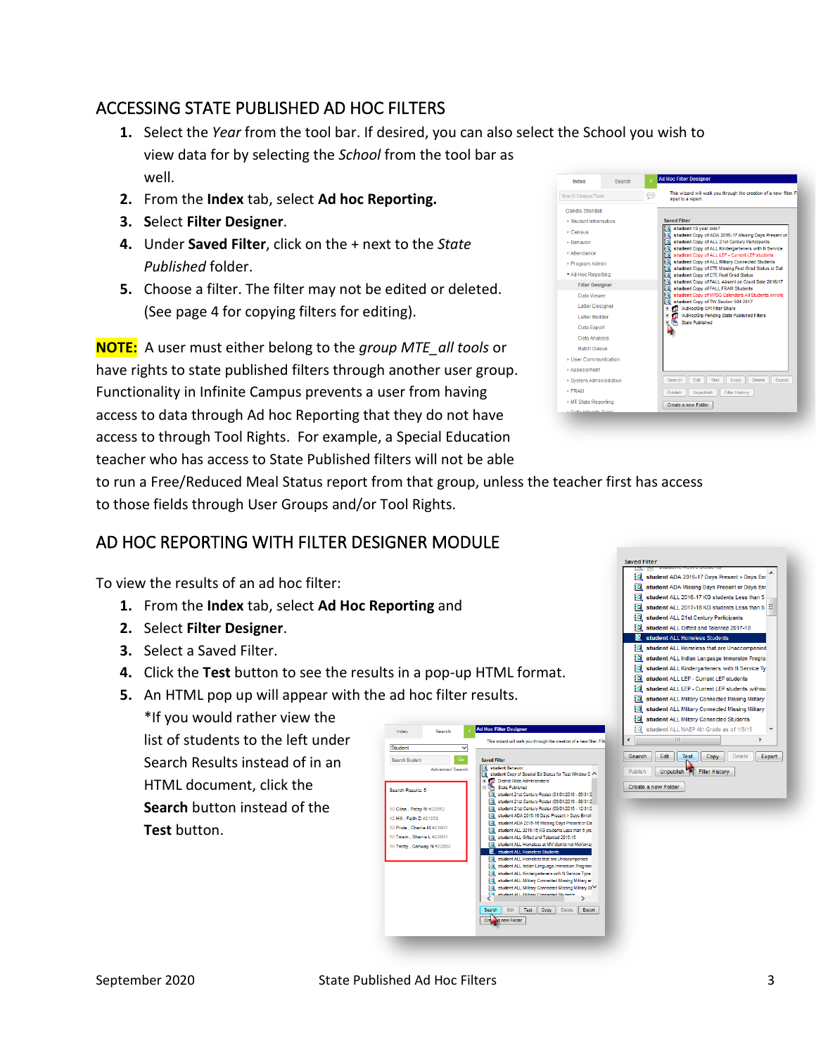## ACCESSING STATE PUBLISHED AD HOC FILTERS

1. Select the *Year* from the tool bar. If desired, you can also select the School you wish to view data for by selecting the *School* from the tool bar as well.
2. From the **Index** tab, select **Ad hoc Reporting.**
3. Select **Filter Designer**.
4. Under **Saved Filter**, click on the + next to the *State Published* folder.
5. Choose a filter. The filter may not be edited or deleted. (See page 4 for copying filters for editing).

**NOTE:** A user must either belong to the *group MTE_all tools* or have rights to state published filters through another user group. Functionality in Infinite Campus prevents a user from having access to data through Ad hoc Reporting that they do not have access to through Tool Rights. For example, a Special Education teacher who has access to State Published filters will not be able to run a Free/Reduced Meal Status report from that group, unless the teacher first has access to those fields through User Groups and/or Tool Rights.

## AD HOC REPORTING WITH FILTER DESIGNER MODULE

To view the results of an ad hoc filter:

1. From the **Index** tab, select **Ad Hoc Reporting** and
2. Select **Filter Designer**.
3. Select a Saved Filter.
4. Click the **Test** button to see the results in a pop-up HTML format.
5. An HTML pop up will appear with the ad hoc filter results.

   *If you would rather view the list of students to the left under Search Results instead of in an HTML document, click the **Search** button instead of the **Test** button.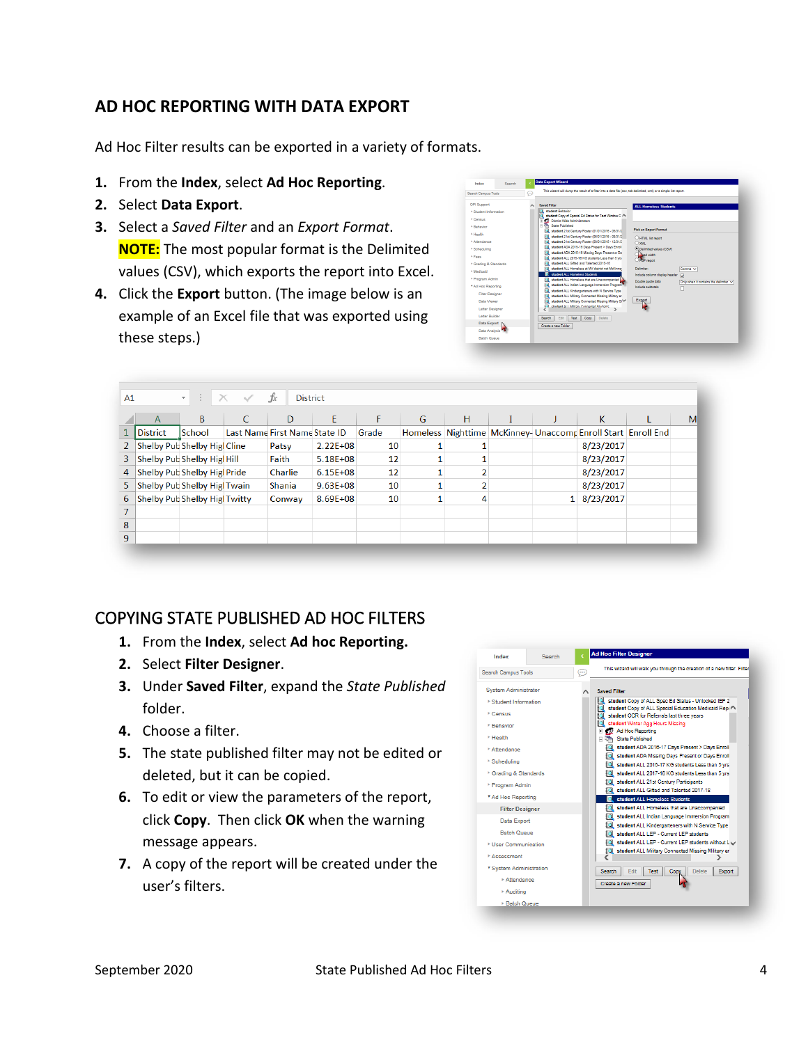## AD HOC REPORTING WITH DATA EXPORT

Ad Hoc Filter results can be exported in a variety of formats.

1. From the **Index**, select **Ad Hoc Reporting**.
2. Select **Data Export**.
3. Select a *Saved Filter* and an *Export Format*.
   **NOTE:** The most popular format is the Delimited values (CSV), which exports the report into Excel.
4. Click the **Export** button. (The image below is an example of an Excel file that was exported using these steps.)

| District | School | Last Name | First Name | State ID | Grade | Homeless | Nighttime | McKinney- | Unaccomp | Enroll Start | Enroll End |
|---|---|---|---|---|---|---|---|---|---|---|---|
| Shelby Pub | Shelby Higl | Cline | Patsy | 2.22E+08 | 10 | 1 | 1 | | | 8/23/2017 | |
| Shelby Pub | Shelby Higl | Hill | Faith | 5.18E+08 | 12 | 1 | 1 | | | 8/23/2017 | |
| Shelby Pub | Shelby Higl | Pride | Charlie | 6.15E+08 | 12 | 1 | 2 | | | 8/23/2017 | |
| Shelby Pub | Shelby Higl | Twain | Shania | 9.63E+08 | 10 | 1 | 2 | | | 8/23/2017 | |
| Shelby Pub | Shelby Higl | Twitty | Conway | 8.69E+08 | 10 | 1 | 4 | | 1 | 8/23/2017 | |

## COPYING STATE PUBLISHED AD HOC FILTERS

1. From the **Index**, select **Ad hoc Reporting.**
2. Select **Filter Designer**.
3. Under **Saved Filter**, expand the *State Published* folder.
4. Choose a filter.
5. The state published filter may not be edited or deleted, but it can be copied.
6. To edit or view the parameters of the report, click **Copy**. Then click **OK** when the warning message appears.
7. A copy of the report will be created under the user's filters.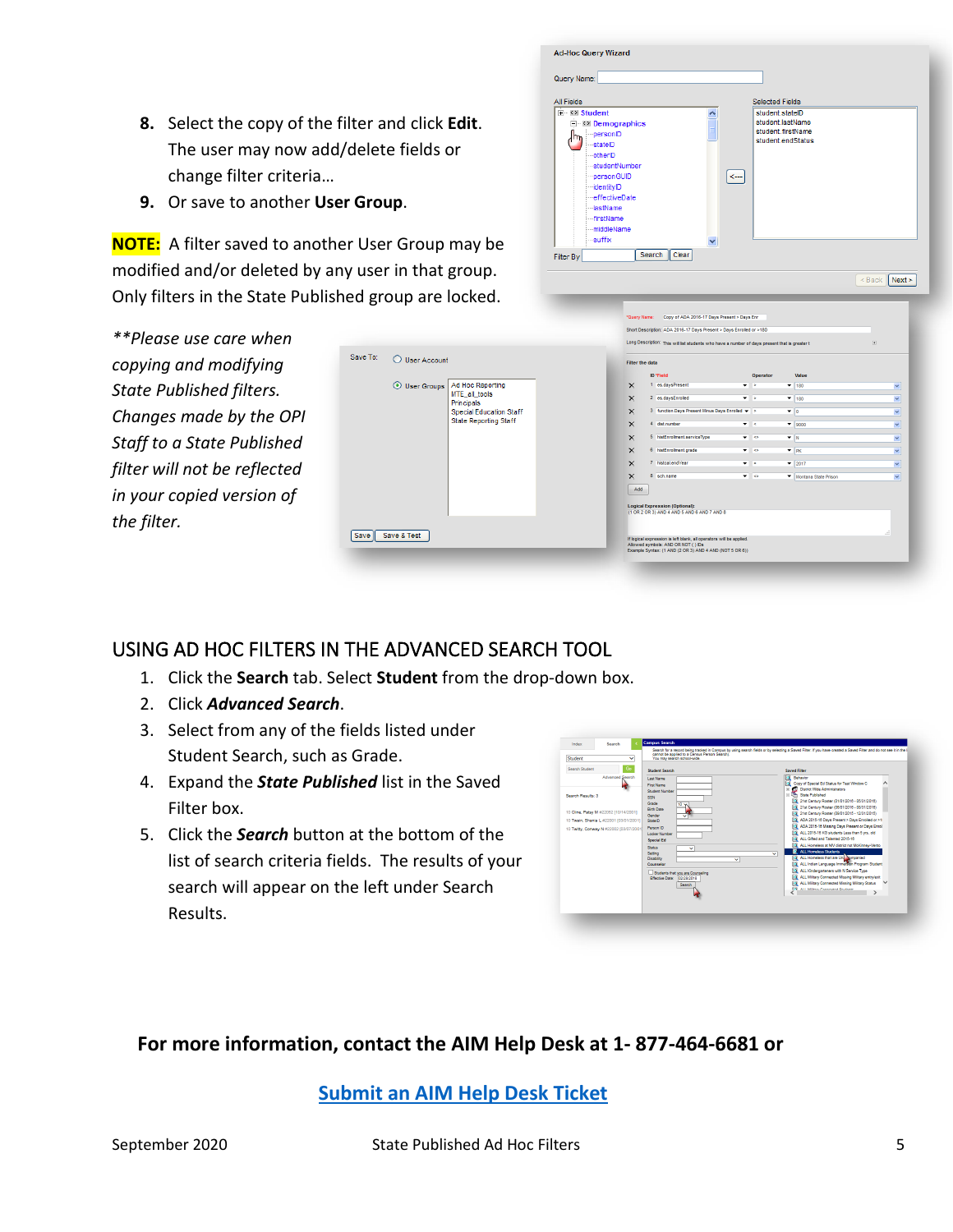8. Select the copy of the filter and click **Edit**. The user may now add/delete fields or change filter criteria…
9. Or save to another **User Group**.

**NOTE:** A filter saved to another User Group may be modified and/or deleted by any user in that group. Only filters in the State Published group are locked.

*\*\*Please use care when copying and modifying State Published filters. Changes made by the OPI Staff to a State Published filter will not be reflected in your copied version of the filter.*

## USING AD HOC FILTERS IN THE ADVANCED SEARCH TOOL

1. Click the **Search** tab. Select **Student** from the drop-down box.
2. Click ***Advanced Search***.
3. Select from any of the fields listed under Student Search, such as Grade.
4. Expand the ***State Published*** list in the Saved Filter box.
5. Click the ***Search*** button at the bottom of the list of search criteria fields. The results of your search will appear on the left under Search Results.

**For more information, contact the AIM Help Desk at 1- 877-464-6681 or**

**[Submit an AIM Help Desk Ticket]()**